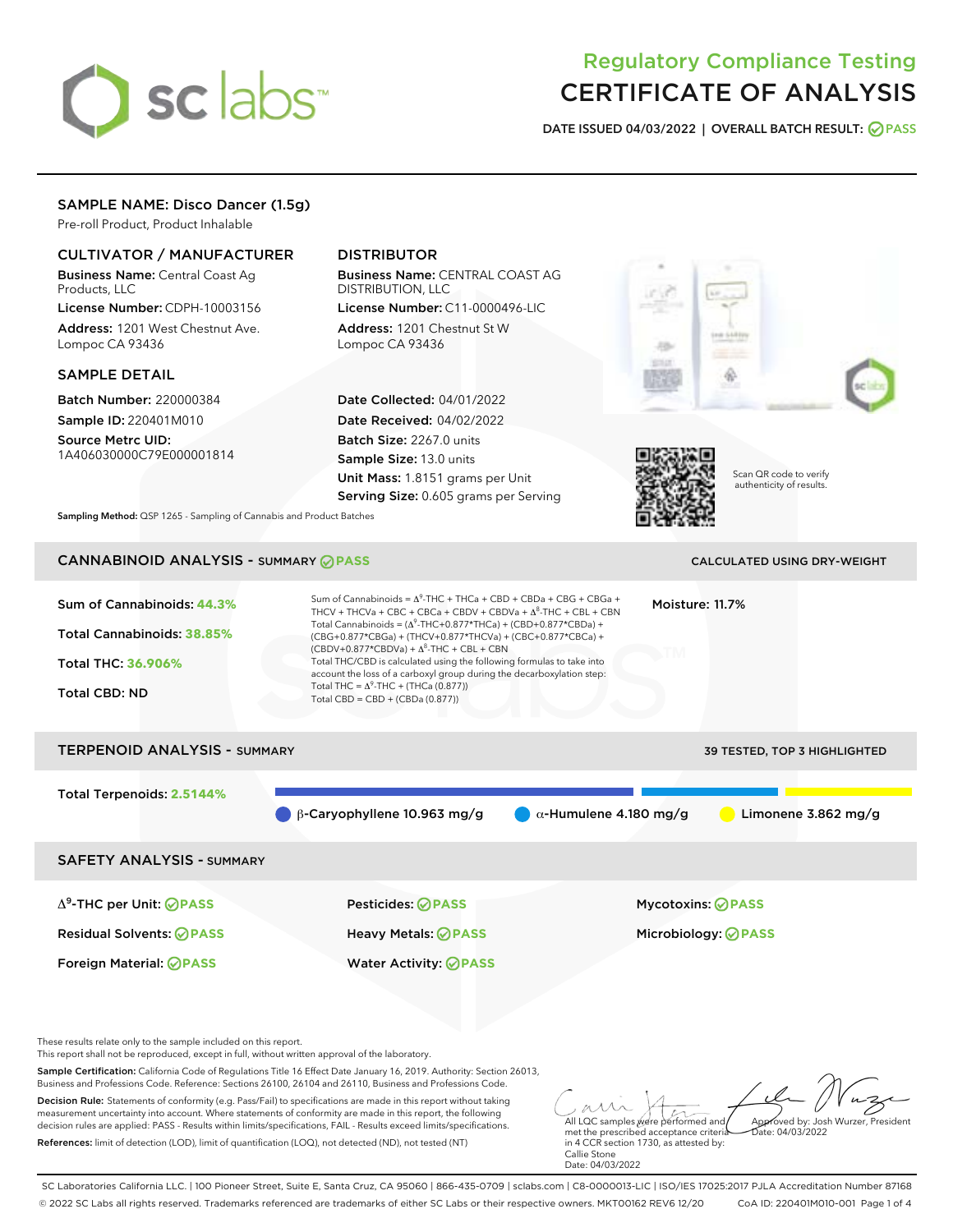# Regulatory Compliance Testing
# CERTIFICATE OF ANALYSIS

**DATE ISSUED** 04/03/2022 | **OVERALL BATCH RESULT:** PASS

## SAMPLE NAME: Disco Dancer (1.5g)

Pre-roll Product, Product Inhalable

### CULTIVATOR / MANUFACTURER

**Business Name:** Central Coast Ag Products, LLC

**License Number:** CDPH-10003156

**Address:** 1201 West Chestnut Ave. Lompoc CA 93436

### DISTRIBUTOR

**Business Name:** CENTRAL COAST AG DISTRIBUTION, LLC

**License Number:** C11-0000496-LIC

**Address:** 1201 Chestnut St W Lompoc CA 93436

### SAMPLE DETAIL

**Batch Number:** 220000384

**Sample ID:** 220401M010

**Source Metrc UID:** 1A406030000C79E000001814

**Date Collected:** 04/01/2022

**Date Received:** 04/02/2022

**Batch Size:** 2267.0 units

**Sample Size:** 13.0 units

**Unit Mass:** 1.8151 grams per Unit

**Serving Size:** 0.605 grams per Serving

Scan QR code to verify authenticity of results.

**Sampling Method:** QSP 1265 - Sampling of Cannabis and Product Batches

## CANNABINOID ANALYSIS - SUMMARY PASS

CALCULATED USING DRY-WEIGHT

**Sum of Cannabinoids:** 44.3%

**Total Cannabinoids:** 38.85%

**Total THC:** 36.906%

**Total CBD:** ND

**Moisture:** 11.7%

Sum of Cannabinoids = $\Delta^9$-THC + THCa + CBD + CBDa + CBG + CBGa + THCV + THCVa + CBC + CBCa + CBDV + CBDVa + $\Delta^8$-THC + CBL + CBN

Total Cannabinoids = ($\Delta^9$-THC+0.877*THCa) + (CBD+0.877*CBDa) + (CBG+0.877*CBGa) + (THCV+0.877*THCVa) + (CBC+0.877*CBCa) + (CBDV+0.877*CBDVa) + $\Delta^8$-THC + CBL + CBN

Total THC/CBD is calculated using the following formulas to take into account the loss of a carboxyl group during the decarboxylation step:

Total THC = $\Delta^9$-THC + (THCa (0.877))

Total CBD = CBD + (CBDa (0.877))

## TERPENOID ANALYSIS - SUMMARY

39 TESTED, TOP 3 HIGHLIGHTED

**Total Terpenoids:** 2.5144%

- β-Caryophyllene 10.963 mg/g
- α-Humulene 4.180 mg/g
- Limonene 3.862 mg/g

## SAFETY ANALYSIS - SUMMARY

| | | |
|---|---|---|
| $\Delta^9$-THC per Unit: PASS | Pesticides: PASS | Mycotoxins: PASS |
| Residual Solvents: PASS | Heavy Metals: PASS | Microbiology: PASS |
| Foreign Material: PASS | Water Activity: PASS | |

These results relate only to the sample included on this report.
This report shall not be reproduced, except in full, without written approval of the laboratory.

**Sample Certification:** California Code of Regulations Title 16 Effect Date January 16, 2019. Authority: Section 26013, Business and Professions Code. Reference: Sections 26100, 26104 and 26110, Business and Professions Code.

**Decision Rule:** Statements of conformity (e.g. Pass/Fail) to specifications are made in this report without taking measurement uncertainty into account. Where statements of conformity are made in this report, the following decision rules are applied: PASS - Results within limits/specifications, FAIL - Results exceed limits/specifications.

**References:** limit of detection (LOD), limit of quantification (LOQ), not detected (ND), not tested (NT)

All LQC samples were performed and met the prescribed acceptance criteria in 4 CCR section 1730, as attested by: Callie Stone
Date: 04/03/2022

Approved by: Josh Wurzer, President
Date: 04/03/2022

SC Laboratories California LLC. | 100 Pioneer Street, Suite E, Santa Cruz, CA 95060 | 866-435-0709 | sclabs.com | C8-0000013-LIC | ISO/IES 17025:2017 PJLA Accreditation Number 87168
© 2022 SC Labs all rights reserved. Trademarks referenced are trademarks of either SC Labs or their respective owners. MKT00162 REV6 12/20 CoA ID: 220401M010-001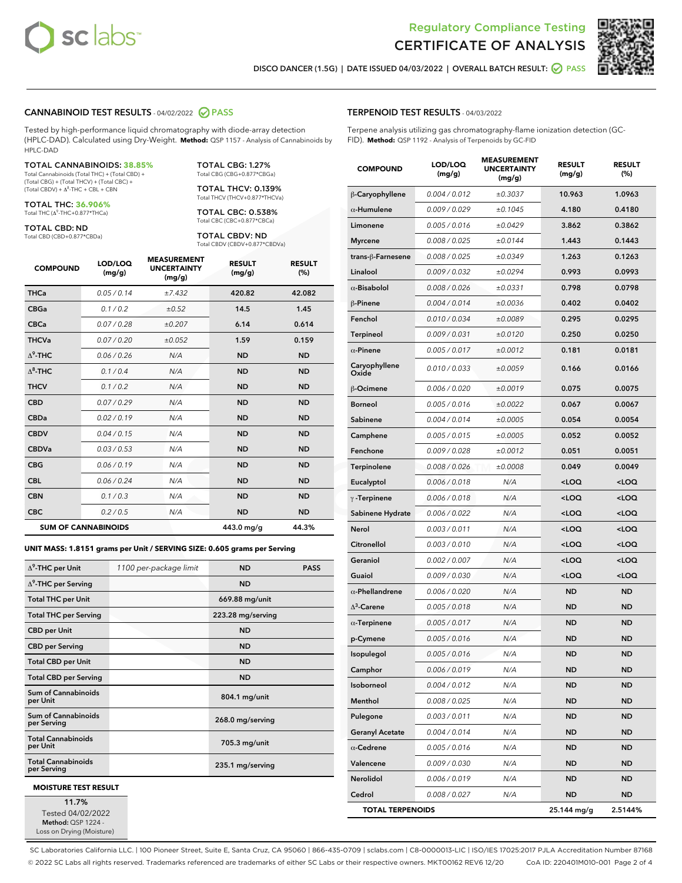Regulatory Compliance Testing
# CERTIFICATE OF ANALYSIS

DISCO DANCER (1.5G) | DATE ISSUED 04/03/2022 | OVERALL BATCH RESULT: PASS

## CANNABINOID TEST RESULTS - 04/02/2022 PASS

Tested by high-performance liquid chromatography with diode-array detection (HPLC-DAD). Calculated using Dry-Weight. **Method:** QSP 1157 - Analysis of Cannabinoids by HPLC-DAD

**TOTAL CANNABINOIDS: 38.85%**
Total Cannabinoids (Total THC) + (Total CBD) + (Total CBG) + (Total THCV) + (Total CBC) + (Total CBDV) + Δ8-THC + CBL + CBN

**TOTAL THC: 36.906%**
Total THC (Δ9-THC+0.877*THCa)

**TOTAL CBD: ND**
Total CBD (CBD+0.877*CBDa)

**TOTAL CBG: 1.27%**
Total CBG (CBG+0.877*CBGa)

**TOTAL THCV: 0.139%**
Total THCV (THCV+0.877*THCVa)

**TOTAL CBC: 0.538%**
Total CBC (CBC+0.877*CBCa)

**TOTAL CBDV: ND**
Total CBDV (CBDV+0.877*CBDVa)

| COMPOUND | LOD/LOQ (mg/g) | MEASUREMENT UNCERTAINTY (mg/g) | RESULT (mg/g) | RESULT (%) |
|---|---|---|---|---|
| THCa | 0.05 / 0.14 | ±7.432 | 420.82 | 42.082 |
| CBGa | 0.1 / 0.2 | ±0.52 | 14.5 | 1.45 |
| CBCa | 0.07 / 0.28 | ±0.207 | 6.14 | 0.614 |
| THCVa | 0.07 / 0.20 | ±0.052 | 1.59 | 0.159 |
| Δ9-THC | 0.06 / 0.26 | N/A | ND | ND |
| Δ8-THC | 0.1 / 0.4 | N/A | ND | ND |
| THCV | 0.1 / 0.2 | N/A | ND | ND |
| CBD | 0.07 / 0.29 | N/A | ND | ND |
| CBDa | 0.02 / 0.19 | N/A | ND | ND |
| CBDV | 0.04 / 0.15 | N/A | ND | ND |
| CBDVa | 0.03 / 0.53 | N/A | ND | ND |
| CBG | 0.06 / 0.19 | N/A | ND | ND |
| CBL | 0.06 / 0.24 | N/A | ND | ND |
| CBN | 0.1 / 0.3 | N/A | ND | ND |
| CBC | 0.2 / 0.5 | N/A | ND | ND |
| SUM OF CANNABINOIDS | | | 443.0 mg/g | 44.3% |

**UNIT MASS: 1.8151 grams per Unit / SERVING SIZE: 0.605 grams per Serving**

| | | | |
|---|---|---|---|
| Δ9-THC per Unit | 1100 per-package limit | ND | PASS |
| Δ9-THC per Serving | | ND | |
| Total THC per Unit | | 669.88 mg/unit | |
| Total THC per Serving | | 223.28 mg/serving | |
| CBD per Unit | | ND | |
| CBD per Serving | | ND | |
| Total CBD per Unit | | ND | |
| Total CBD per Serving | | ND | |
| Sum of Cannabinoids per Unit | | 804.1 mg/unit | |
| Sum of Cannabinoids per Serving | | 268.0 mg/serving | |
| Total Cannabinoids per Unit | | 705.3 mg/unit | |
| Total Cannabinoids per Serving | | 235.1 mg/serving | |

### MOISTURE TEST RESULT

11.7%
Tested 04/02/2022
**Method:** QSP 1224 - Loss on Drying (Moisture)

## TERPENOID TEST RESULTS - 04/03/2022

Terpene analysis utilizing gas chromatography-flame ionization detection (GC-FID). **Method:** QSP 1192 - Analysis of Terpenoids by GC-FID

| COMPOUND | LOD/LOQ (mg/g) | MEASUREMENT UNCERTAINTY (mg/g) | RESULT (mg/g) | RESULT (%) |
|---|---|---|---|---|
| β-Caryophyllene | 0.004 / 0.012 | ±0.3037 | 10.963 | 1.0963 |
| α-Humulene | 0.009 / 0.029 | ±0.1045 | 4.180 | 0.4180 |
| Limonene | 0.005 / 0.016 | ±0.0429 | 3.862 | 0.3862 |
| Myrcene | 0.008 / 0.025 | ±0.0144 | 1.443 | 0.1443 |
| trans-β-Farnesene | 0.008 / 0.025 | ±0.0349 | 1.263 | 0.1263 |
| Linalool | 0.009 / 0.032 | ±0.0294 | 0.993 | 0.0993 |
| α-Bisabolol | 0.008 / 0.026 | ±0.0331 | 0.798 | 0.0798 |
| β-Pinene | 0.004 / 0.014 | ±0.0036 | 0.402 | 0.0402 |
| Fenchol | 0.010 / 0.034 | ±0.0089 | 0.295 | 0.0295 |
| Terpineol | 0.009 / 0.031 | ±0.0120 | 0.250 | 0.0250 |
| α-Pinene | 0.005 / 0.017 | ±0.0012 | 0.181 | 0.0181 |
| Caryophyllene Oxide | 0.010 / 0.033 | ±0.0059 | 0.166 | 0.0166 |
| β-Ocimene | 0.006 / 0.020 | ±0.0019 | 0.075 | 0.0075 |
| Borneol | 0.005 / 0.016 | ±0.0022 | 0.067 | 0.0067 |
| Sabinene | 0.004 / 0.014 | ±0.0005 | 0.054 | 0.0054 |
| Camphene | 0.005 / 0.015 | ±0.0005 | 0.052 | 0.0052 |
| Fenchone | 0.009 / 0.028 | ±0.0012 | 0.051 | 0.0051 |
| Terpinolene | 0.008 / 0.026 | ±0.0008 | 0.049 | 0.0049 |
| Eucalyptol | 0.006 / 0.018 | N/A | <LOQ | <LOQ |
| γ-Terpinene | 0.006 / 0.018 | N/A | <LOQ | <LOQ |
| Sabinene Hydrate | 0.006 / 0.022 | N/A | <LOQ | <LOQ |
| Nerol | 0.003 / 0.011 | N/A | <LOQ | <LOQ |
| Citronellol | 0.003 / 0.010 | N/A | <LOQ | <LOQ |
| Geraniol | 0.002 / 0.007 | N/A | <LOQ | <LOQ |
| Guaiol | 0.009 / 0.030 | N/A | <LOQ | <LOQ |
| α-Phellandrene | 0.006 / 0.020 | N/A | ND | ND |
| Δ3-Carene | 0.005 / 0.018 | N/A | ND | ND |
| α-Terpinene | 0.005 / 0.017 | N/A | ND | ND |
| p-Cymene | 0.005 / 0.016 | N/A | ND | ND |
| Isopulegol | 0.005 / 0.016 | N/A | ND | ND |
| Camphor | 0.006 / 0.019 | N/A | ND | ND |
| Isoborneol | 0.004 / 0.012 | N/A | ND | ND |
| Menthol | 0.008 / 0.025 | N/A | ND | ND |
| Pulegone | 0.003 / 0.011 | N/A | ND | ND |
| Geranyl Acetate | 0.004 / 0.014 | N/A | ND | ND |
| α-Cedrene | 0.005 / 0.016 | N/A | ND | ND |
| Valencene | 0.009 / 0.030 | N/A | ND | ND |
| Nerolidol | 0.006 / 0.019 | N/A | ND | ND |
| Cedrol | 0.008 / 0.027 | N/A | ND | ND |
| TOTAL TERPENOIDS | | | 25.144 mg/g | 2.5144% |

SC Laboratories California LLC. | 100 Pioneer Street, Suite E, Santa Cruz, CA 95060 | 866-435-0709 | sclabs.com | C8-0000013-LIC | ISO/IES 17025:2017 PJLA Accreditation Number 87168
© 2022 SC Labs all rights reserved. Trademarks referenced are trademarks of either SC Labs or their respective owners. MKT00162 REV6 12/20 CoA ID: 220401M010-001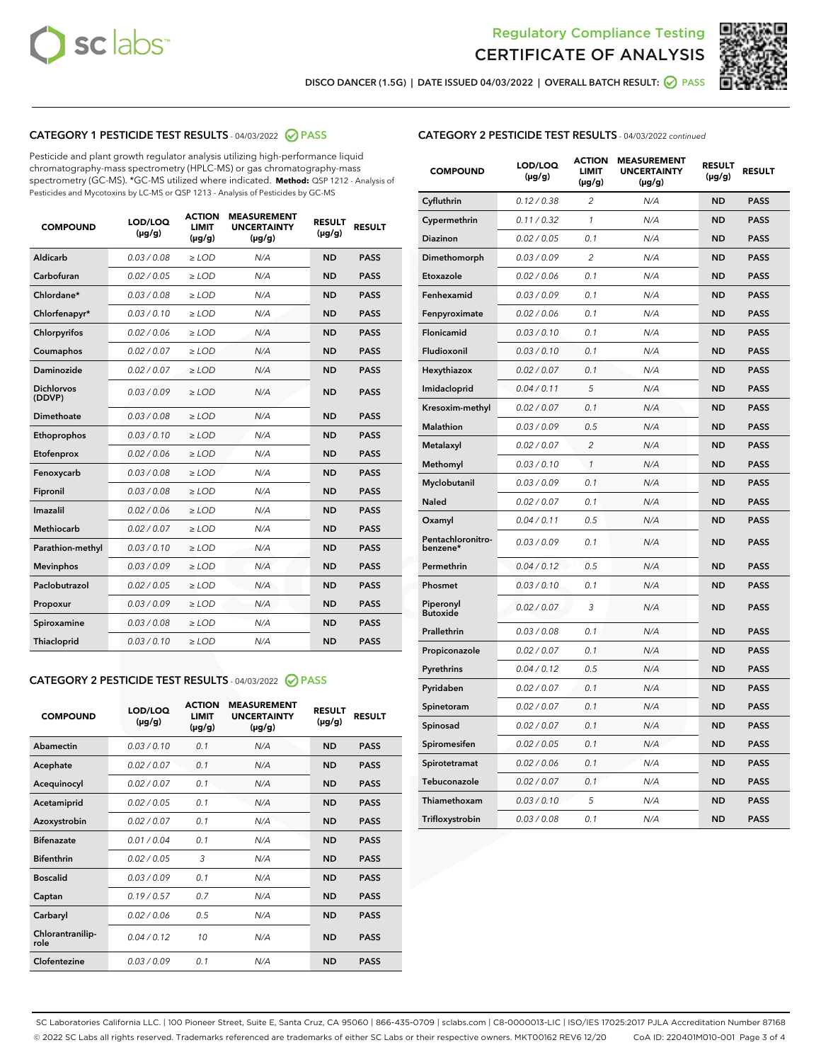# Regulatory Compliance Testing
# CERTIFICATE OF ANALYSIS

DISCO DANCER (1.5G) | DATE ISSUED 04/03/2022 | OVERALL BATCH RESULT: PASS

## CATEGORY 1 PESTICIDE TEST RESULTS - 04/03/2022 PASS

Pesticide and plant growth regulator analysis utilizing high-performance liquid chromatography-mass spectrometry (HPLC-MS) or gas chromatography-mass spectrometry (GC-MS). *GC-MS utilized where indicated. **Method:** QSP 1212 - Analysis of Pesticides and Mycotoxins by LC-MS or QSP 1213 - Analysis of Pesticides by GC-MS

| COMPOUND | LOD/LOQ (µg/g) | ACTION LIMIT (µg/g) | MEASUREMENT UNCERTAINTY (µg/g) | RESULT (µg/g) | RESULT |
|---|---|---|---|---|---|
| Aldicarb | 0.03 / 0.08 | ≥ LOD | N/A | ND | PASS |
| Carbofuran | 0.02 / 0.05 | ≥ LOD | N/A | ND | PASS |
| Chlordane* | 0.03 / 0.08 | ≥ LOD | N/A | ND | PASS |
| Chlorfenapyr* | 0.03 / 0.10 | ≥ LOD | N/A | ND | PASS |
| Chlorpyrifos | 0.02 / 0.06 | ≥ LOD | N/A | ND | PASS |
| Coumaphos | 0.02 / 0.07 | ≥ LOD | N/A | ND | PASS |
| Daminozide | 0.02 / 0.07 | ≥ LOD | N/A | ND | PASS |
| Dichlorvos (DDVP) | 0.03 / 0.09 | ≥ LOD | N/A | ND | PASS |
| Dimethoate | 0.03 / 0.08 | ≥ LOD | N/A | ND | PASS |
| Ethoprophos | 0.03 / 0.10 | ≥ LOD | N/A | ND | PASS |
| Etofenprox | 0.02 / 0.06 | ≥ LOD | N/A | ND | PASS |
| Fenoxycarb | 0.03 / 0.08 | ≥ LOD | N/A | ND | PASS |
| Fipronil | 0.03 / 0.08 | ≥ LOD | N/A | ND | PASS |
| Imazalil | 0.02 / 0.06 | ≥ LOD | N/A | ND | PASS |
| Methiocarb | 0.02 / 0.07 | ≥ LOD | N/A | ND | PASS |
| Parathion-methyl | 0.03 / 0.10 | ≥ LOD | N/A | ND | PASS |
| Mevinphos | 0.03 / 0.09 | ≥ LOD | N/A | ND | PASS |
| Paclobutrazol | 0.02 / 0.05 | ≥ LOD | N/A | ND | PASS |
| Propoxur | 0.03 / 0.09 | ≥ LOD | N/A | ND | PASS |
| Spiroxamine | 0.03 / 0.08 | ≥ LOD | N/A | ND | PASS |
| Thiacloprid | 0.03 / 0.10 | ≥ LOD | N/A | ND | PASS |

## CATEGORY 2 PESTICIDE TEST RESULTS - 04/03/2022 PASS

| COMPOUND | LOD/LOQ (µg/g) | ACTION LIMIT (µg/g) | MEASUREMENT UNCERTAINTY (µg/g) | RESULT (µg/g) | RESULT |
|---|---|---|---|---|---|
| Abamectin | 0.03 / 0.10 | 0.1 | N/A | ND | PASS |
| Acephate | 0.02 / 0.07 | 0.1 | N/A | ND | PASS |
| Acequinocyl | 0.02 / 0.07 | 0.1 | N/A | ND | PASS |
| Acetamiprid | 0.02 / 0.05 | 0.1 | N/A | ND | PASS |
| Azoxystrobin | 0.02 / 0.07 | 0.1 | N/A | ND | PASS |
| Bifenazate | 0.01 / 0.04 | 0.1 | N/A | ND | PASS |
| Bifenthrin | 0.02 / 0.05 | 3 | N/A | ND | PASS |
| Boscalid | 0.03 / 0.09 | 0.1 | N/A | ND | PASS |
| Captan | 0.19 / 0.57 | 0.7 | N/A | ND | PASS |
| Carbaryl | 0.02 / 0.06 | 0.5 | N/A | ND | PASS |
| Chlorantraniliprole | 0.04 / 0.12 | 10 | N/A | ND | PASS |
| Clofentezine | 0.03 / 0.09 | 0.1 | N/A | ND | PASS |
| Cyfluthrin | 0.12 / 0.38 | 2 | N/A | ND | PASS |
| Cypermethrin | 0.11 / 0.32 | 1 | N/A | ND | PASS |
| Diazinon | 0.02 / 0.05 | 0.1 | N/A | ND | PASS |
| Dimethomorph | 0.03 / 0.09 | 2 | N/A | ND | PASS |
| Etoxazole | 0.02 / 0.06 | 0.1 | N/A | ND | PASS |
| Fenhexamid | 0.03 / 0.09 | 0.1 | N/A | ND | PASS |
| Fenpyroximate | 0.02 / 0.06 | 0.1 | N/A | ND | PASS |
| Flonicamid | 0.03 / 0.10 | 0.1 | N/A | ND | PASS |
| Fludioxonil | 0.03 / 0.10 | 0.1 | N/A | ND | PASS |
| Hexythiazox | 0.02 / 0.07 | 0.1 | N/A | ND | PASS |
| Imidacloprid | 0.04 / 0.11 | 5 | N/A | ND | PASS |
| Kresoxim-methyl | 0.02 / 0.07 | 0.1 | N/A | ND | PASS |
| Malathion | 0.03 / 0.09 | 0.5 | N/A | ND | PASS |
| Metalaxyl | 0.02 / 0.07 | 2 | N/A | ND | PASS |
| Methomyl | 0.03 / 0.10 | 1 | N/A | ND | PASS |
| Myclobutanil | 0.03 / 0.09 | 0.1 | N/A | ND | PASS |
| Naled | 0.02 / 0.07 | 0.1 | N/A | ND | PASS |
| Oxamyl | 0.04 / 0.11 | 0.5 | N/A | ND | PASS |
| Pentachloronitrobenzene* | 0.03 / 0.09 | 0.1 | N/A | ND | PASS |
| Permethrin | 0.04 / 0.12 | 0.5 | N/A | ND | PASS |
| Phosmet | 0.03 / 0.10 | 0.1 | N/A | ND | PASS |
| Piperonyl Butoxide | 0.02 / 0.07 | 3 | N/A | ND | PASS |
| Prallethrin | 0.03 / 0.08 | 0.1 | N/A | ND | PASS |
| Propiconazole | 0.02 / 0.07 | 0.1 | N/A | ND | PASS |
| Pyrethrins | 0.04 / 0.12 | 0.5 | N/A | ND | PASS |
| Pyridaben | 0.02 / 0.07 | 0.1 | N/A | ND | PASS |
| Spinetoram | 0.02 / 0.07 | 0.1 | N/A | ND | PASS |
| Spinosad | 0.02 / 0.07 | 0.1 | N/A | ND | PASS |
| Spiromesifen | 0.02 / 0.05 | 0.1 | N/A | ND | PASS |
| Spirotetramat | 0.02 / 0.06 | 0.1 | N/A | ND | PASS |
| Tebuconazole | 0.02 / 0.07 | 0.1 | N/A | ND | PASS |
| Thiamethoxam | 0.03 / 0.10 | 5 | N/A | ND | PASS |
| Trifloxystrobin | 0.03 / 0.08 | 0.1 | N/A | ND | PASS |

SC Laboratories California LLC. | 100 Pioneer Street, Suite E, Santa Cruz, CA 95060 | 866-435-0709 | sclabs.com | C8-0000013-LIC | ISO/IES 17025:2017 PJLA Accreditation Number 87168
© 2022 SC Labs all rights reserved. Trademarks referenced are trademarks of either SC Labs or their respective owners. MKT00162 REV6 12/20 CoA ID: 220401M010-001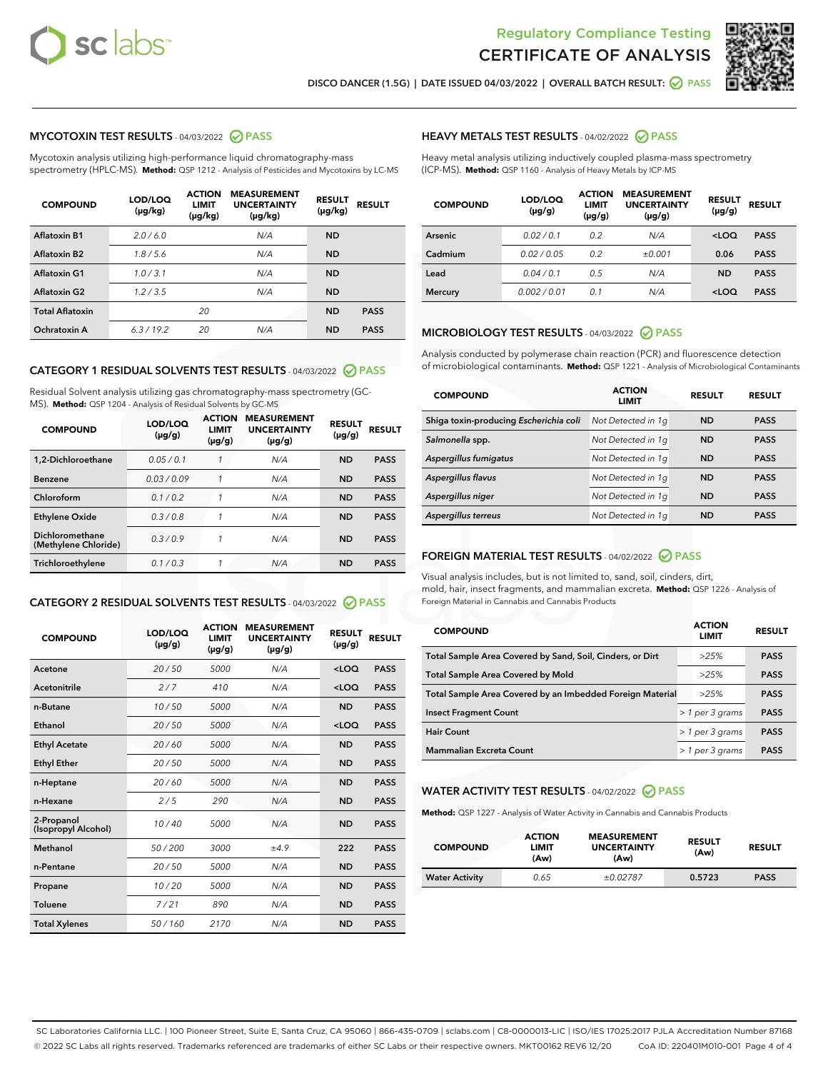Regulatory Compliance Testing

# CERTIFICATE OF ANALYSIS

DISCO DANCER (1.5G) | DATE ISSUED 04/03/2022 | OVERALL BATCH RESULT: PASS

## MYCOTOXIN TEST RESULTS - 04/03/2022 PASS

Mycotoxin analysis utilizing high-performance liquid chromatography-mass spectrometry (HPLC-MS). **Method:** QSP 1212 - Analysis of Pesticides and Mycotoxins by LC-MS

| COMPOUND | LOD/LOQ (µg/kg) | ACTION LIMIT (µg/kg) | MEASUREMENT UNCERTAINTY (µg/kg) | RESULT (µg/kg) | RESULT |
|---|---|---|---|---|---|
| Aflatoxin B1 | 2.0 / 6.0 | | N/A | ND | |
| Aflatoxin B2 | 1.8 / 5.6 | | N/A | ND | |
| Aflatoxin G1 | 1.0 / 3.1 | | N/A | ND | |
| Aflatoxin G2 | 1.2 / 3.5 | | N/A | ND | |
| Total Aflatoxin | | 20 | | ND | PASS |
| Ochratoxin A | 6.3 / 19.2 | 20 | N/A | ND | PASS |

## CATEGORY 1 RESIDUAL SOLVENTS TEST RESULTS - 04/03/2022 PASS

Residual Solvent analysis utilizing gas chromatography-mass spectrometry (GC-MS). **Method:** QSP 1204 - Analysis of Residual Solvents by GC-MS

| COMPOUND | LOD/LOQ (µg/g) | ACTION LIMIT (µg/g) | MEASUREMENT UNCERTAINTY (µg/g) | RESULT (µg/g) | RESULT |
|---|---|---|---|---|---|
| 1,2-Dichloroethane | 0.05 / 0.1 | 1 | N/A | ND | PASS |
| Benzene | 0.03 / 0.09 | 1 | N/A | ND | PASS |
| Chloroform | 0.1 / 0.2 | 1 | N/A | ND | PASS |
| Ethylene Oxide | 0.3 / 0.8 | 1 | N/A | ND | PASS |
| Dichloromethane (Methylene Chloride) | 0.3 / 0.9 | 1 | N/A | ND | PASS |
| Trichloroethylene | 0.1 / 0.3 | 1 | N/A | ND | PASS |

## CATEGORY 2 RESIDUAL SOLVENTS TEST RESULTS - 04/03/2022 PASS

| COMPOUND | LOD/LOQ (µg/g) | ACTION LIMIT (µg/g) | MEASUREMENT UNCERTAINTY (µg/g) | RESULT (µg/g) | RESULT |
|---|---|---|---|---|---|
| Acetone | 20 / 50 | 5000 | N/A | <LOQ | PASS |
| Acetonitrile | 2 / 7 | 410 | N/A | <LOQ | PASS |
| n-Butane | 10 / 50 | 5000 | N/A | ND | PASS |
| Ethanol | 20 / 50 | 5000 | N/A | <LOQ | PASS |
| Ethyl Acetate | 20 / 60 | 5000 | N/A | ND | PASS |
| Ethyl Ether | 20 / 50 | 5000 | N/A | ND | PASS |
| n-Heptane | 20 / 60 | 5000 | N/A | ND | PASS |
| n-Hexane | 2 / 5 | 290 | N/A | ND | PASS |
| 2-Propanol (Isopropyl Alcohol) | 10 / 40 | 5000 | N/A | ND | PASS |
| Methanol | 50 / 200 | 3000 | ±4.9 | 222 | PASS |
| n-Pentane | 20 / 50 | 5000 | N/A | ND | PASS |
| Propane | 10 / 20 | 5000 | N/A | ND | PASS |
| Toluene | 7 / 21 | 890 | N/A | ND | PASS |
| Total Xylenes | 50 / 160 | 2170 | N/A | ND | PASS |

## HEAVY METALS TEST RESULTS - 04/02/2022 PASS

Heavy metal analysis utilizing inductively coupled plasma-mass spectrometry (ICP-MS). **Method:** QSP 1160 - Analysis of Heavy Metals by ICP-MS

| COMPOUND | LOD/LOQ (µg/g) | ACTION LIMIT (µg/g) | MEASUREMENT UNCERTAINTY (µg/g) | RESULT (µg/g) | RESULT |
|---|---|---|---|---|---|
| Arsenic | 0.02 / 0.1 | 0.2 | N/A | <LOQ | PASS |
| Cadmium | 0.02 / 0.05 | 0.2 | ±0.001 | 0.06 | PASS |
| Lead | 0.04 / 0.1 | 0.5 | N/A | ND | PASS |
| Mercury | 0.002 / 0.01 | 0.1 | N/A | <LOQ | PASS |

## MICROBIOLOGY TEST RESULTS - 04/03/2022 PASS

Analysis conducted by polymerase chain reaction (PCR) and fluorescence detection of microbiological contaminants. **Method:** QSP 1221 - Analysis of Microbiological Contaminants

| COMPOUND | ACTION LIMIT | RESULT | RESULT |
|---|---|---|---|
| Shiga toxin-producing *Escherichia coli* | Not Detected in 1g | ND | PASS |
| *Salmonella* spp. | Not Detected in 1g | ND | PASS |
| *Aspergillus fumigatus* | Not Detected in 1g | ND | PASS |
| *Aspergillus flavus* | Not Detected in 1g | ND | PASS |
| *Aspergillus niger* | Not Detected in 1g | ND | PASS |
| *Aspergillus terreus* | Not Detected in 1g | ND | PASS |

## FOREIGN MATERIAL TEST RESULTS - 04/02/2022 PASS

Visual analysis includes, but is not limited to, sand, soil, cinders, dirt, mold, hair, insect fragments, and mammalian excreta. **Method:** QSP 1226 - Analysis of Foreign Material in Cannabis and Cannabis Products

| COMPOUND | ACTION LIMIT | RESULT |
|---|---|---|
| Total Sample Area Covered by Sand, Soil, Cinders, or Dirt | >25% | PASS |
| Total Sample Area Covered by Mold | >25% | PASS |
| Total Sample Area Covered by an Imbedded Foreign Material | >25% | PASS |
| Insect Fragment Count | > 1 per 3 grams | PASS |
| Hair Count | > 1 per 3 grams | PASS |
| Mammalian Excreta Count | > 1 per 3 grams | PASS |

## WATER ACTIVITY TEST RESULTS - 04/02/2022 PASS

**Method:** QSP 1227 - Analysis of Water Activity in Cannabis and Cannabis Products

| COMPOUND | ACTION LIMIT (Aw) | MEASUREMENT UNCERTAINTY (Aw) | RESULT (Aw) | RESULT |
|---|---|---|---|---|
| Water Activity | 0.65 | ±0.02787 | 0.5723 | PASS |

SC Laboratories California LLC. | 100 Pioneer Street, Suite E, Santa Cruz, CA 95060 | 866-435-0709 | sclabs.com | C8-0000013-LIC | ISO/IES 17025:2017 PJLA Accreditation Number 87168
© 2022 SC Labs all rights reserved. Trademarks referenced are trademarks of either SC Labs or their respective owners. MKT00162 REV6 12/20 CoA ID: 220401M010-001